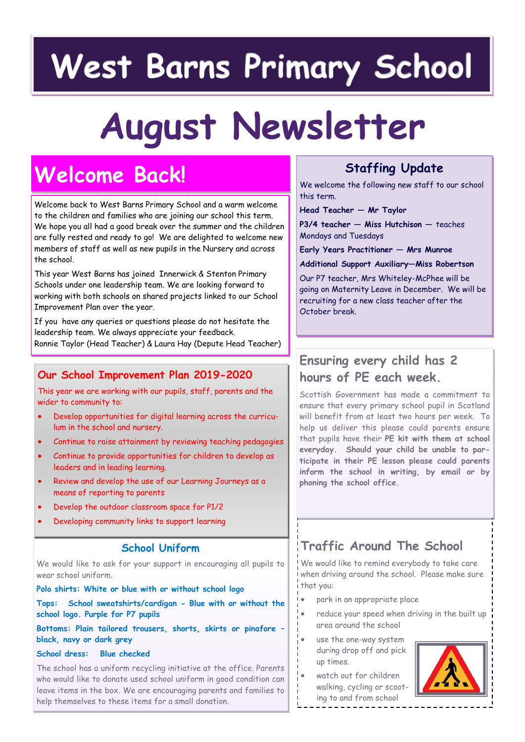# West Barns Primary School

# August Newsletter

## Welcome Back!

Welcome back to West Barns Primary School and a warm welcome to the children and families who are joining our school this term. We hope you all had a good break over the summer and the children are fully rested and ready to go! We are delighted to welcome new members of staff as well as new pupils in the Nursery and across the school.

This year West Barns has joined Innerwick & Stenton Primary Schools under one leadership team. We are looking forward to working with both schools on shared projects linked to our School Improvement Plan over the year.

If you have any queries or questions please do not hesitate the leadership team. We always appreciate your feedback.
Ronnie Taylor (Head Teacher) & Laura Hay (Depute Head Teacher)

## Our School Improvement Plan 2019-2020

This year we are working with our pupils, staff, parents and the wider to community to:

- Develop opportunities for digital learning across the curriculum in the school and nursery.
- Continue to raise attainment by reviewing teaching pedagogies
- Continue to provide opportunities for children to develop as leaders and in leading learning.
- Review and develop the use of our Learning Journeys as a means of reporting to parents
- Develop the outdoor classroom space for P1/2
- Developing community links to support learning

## School Uniform

We would like to ask for your support in encouraging all pupils to wear school uniform.

**Polo shirts: White or blue with or without school logo**

**Tops: School sweatshirts/cardigan - Blue with or without the school logo. Purple for P7 pupils**

**Bottoms: Plain tailored trousers, shorts, skirts or pinafore - black, navy or dark grey**

**School dress: Blue checked**

The school has a uniform recycling initiative at the office. Parents who would like to donate used school uniform in good condition can leave items in the box. We are encouraging parents and families to help themselves to these items for a small donation.

## Staffing Update

We welcome the following new staff to our school this term.

**Head Teacher — Mr Taylor**

**P3/4 teacher — Miss Hutchison** — teaches Mondays and Tuesdays

**Early Years Practitioner — Mrs Munroe**

**Additional Support Auxiliary—Miss Robertson**

Our P7 teacher, Mrs Whiteley-McPhee will be going on Maternity Leave in December. We will be recruiting for a new class teacher after the October break.

## Ensuring every child has 2 hours of PE each week.

Scottish Government has made a commitment to ensure that every primary school pupil in Scotland will benefit from at least two hours per week. To help us deliver this please could parents ensure that pupils have their **PE kit with them at school everyday. Should your child be unable to participate in their PE lesson please could parents inform the school in writing, by email or by phoning the school office.**

## Traffic Around The School

We would like to remind everybody to take care when driving around the school. Please make sure that you:

- park in an appropriate place
- reduce your speed when driving in the built up area around the school
- use the one-way system during drop off and pick up times.
- watch out for children walking, cycling or scooting to and from school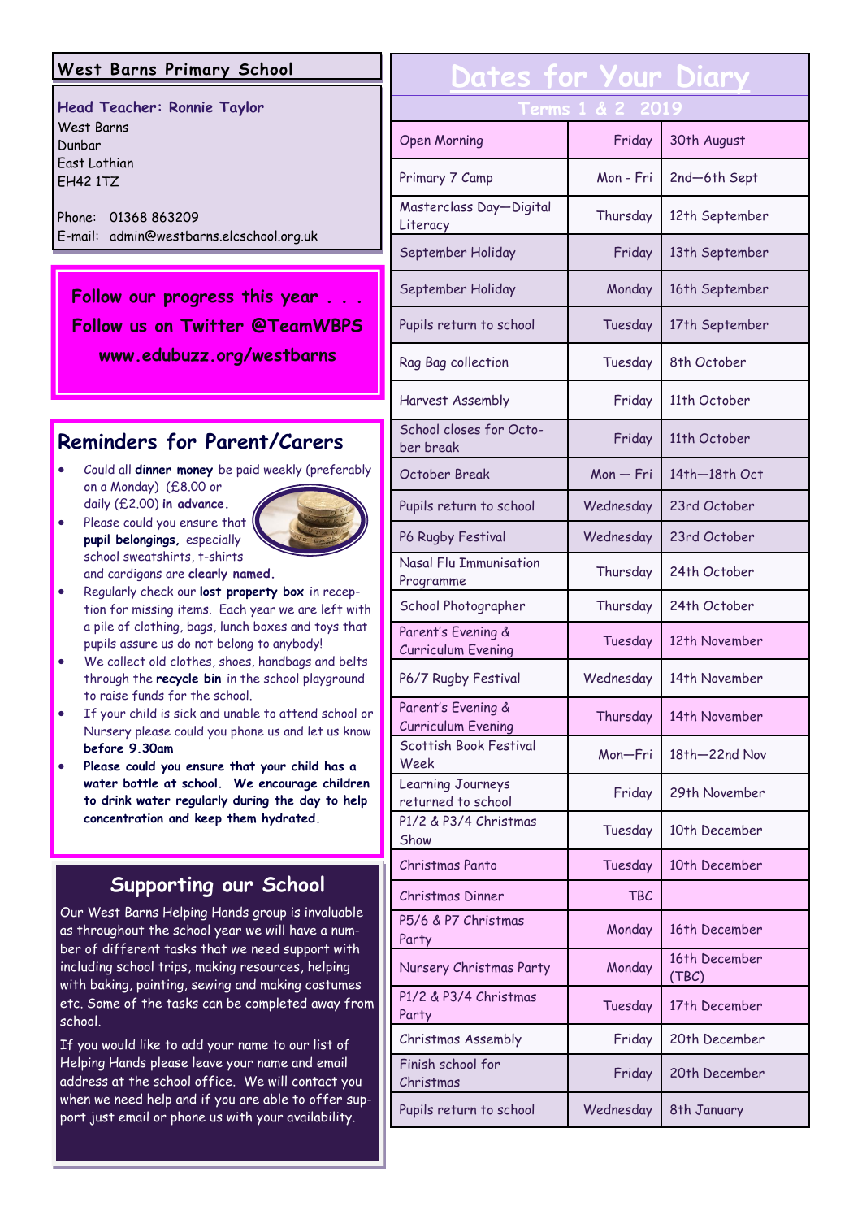## West Barns Primary School

**Head Teacher: Ronnie Taylor**
West Barns
Dunbar
East Lothian
EH42 1TZ

Phone: 01368 863209
E-mail: admin@westbarns.elcschool.org.uk

**Follow our progress this year . . .**
**Follow us on Twitter @TeamWBPS**
**www.edubuzz.org/westbarns**

## Reminders for Parent/Carers

- Could all **dinner money** be paid weekly (preferably on a Monday) (£8.00 or daily (£2.00) **in advance**.
- Please could you ensure that **pupil belongings,** especially school sweatshirts, t-shirts and cardigans are **clearly named.**
- Regularly check our **lost property box** in reception for missing items. Each year we are left with a pile of clothing, bags, lunch boxes and toys that pupils assure us do not belong to anybody!
- We collect old clothes, shoes, handbags and belts through the **recycle bin** in the school playground to raise funds for the school.
- If your child is sick and unable to attend school or Nursery please could you phone us and let us know **before 9.30am**
- **Please could you ensure that your child has a water bottle at school. We encourage children to drink water regularly during the day to help concentration and keep them hydrated.**

## Supporting our School

Our West Barns Helping Hands group is invaluable as throughout the school year we will have a number of different tasks that we need support with including school trips, making resources, helping with baking, painting, sewing and making costumes etc. Some of the tasks can be completed away from school.

If you would like to add your name to our list of Helping Hands please leave your name and email address at the school office. We will contact you when we need help and if you are able to offer support just email or phone us with your availability.

# Dates for Your Diary

## Terms 1 & 2 2019

| | | |
|---|---|---|
| Open Morning | Friday | 30th August |
| Primary 7 Camp | Mon - Fri | 2nd—6th Sept |
| Masterclass Day—Digital Literacy | Thursday | 12th September |
| September Holiday | Friday | 13th September |
| September Holiday | Monday | 16th September |
| Pupils return to school | Tuesday | 17th September |
| Rag Bag collection | Tuesday | 8th October |
| Harvest Assembly | Friday | 11th October |
| School closes for October break | Friday | 11th October |
| October Break | Mon — Fri | 14th—18th Oct |
| Pupils return to school | Wednesday | 23rd October |
| P6 Rugby Festival | Wednesday | 23rd October |
| Nasal Flu Immunisation Programme | Thursday | 24th October |
| School Photographer | Thursday | 24th October |
| Parent's Evening & Curriculum Evening | Tuesday | 12th November |
| P6/7 Rugby Festival | Wednesday | 14th November |
| Parent's Evening & Curriculum Evening | Thursday | 14th November |
| Scottish Book Festival Week | Mon—Fri | 18th—22nd Nov |
| Learning Journeys returned to school | Friday | 29th November |
| P1/2 & P3/4 Christmas Show | Tuesday | 10th December |
| Christmas Panto | Tuesday | 10th December |
| Christmas Dinner | TBC | |
| P5/6 & P7 Christmas Party | Monday | 16th December |
| Nursery Christmas Party | Monday | 16th December (TBC) |
| P1/2 & P3/4 Christmas Party | Tuesday | 17th December |
| Christmas Assembly | Friday | 20th December |
| Finish school for Christmas | Friday | 20th December |
| Pupils return to school | Wednesday | 8th January |